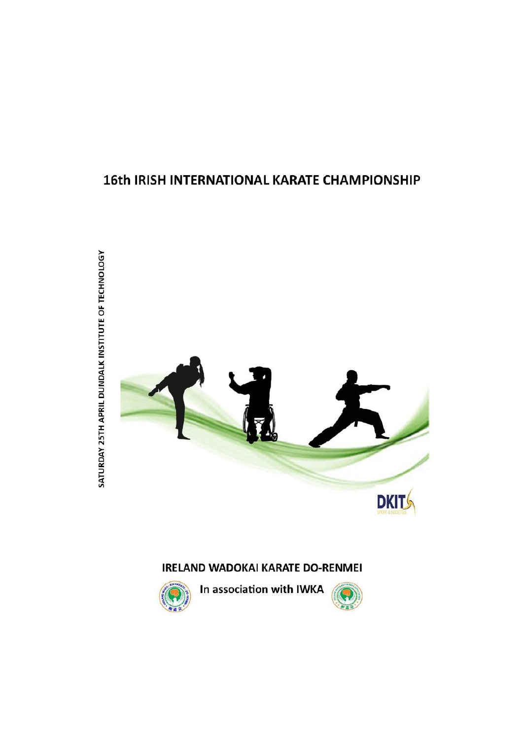# 16th IRISH INTERNATIONAL KARATE CHAMPIONSHIP

SATURDAY 25TH APRIL DUNDALK INSTITUTE OF TECHNOLOGY

DKIT

SPORT & SOCIETIES

## IRELAND WADOKAI KARATE DO-RENMEI

In association with IWKA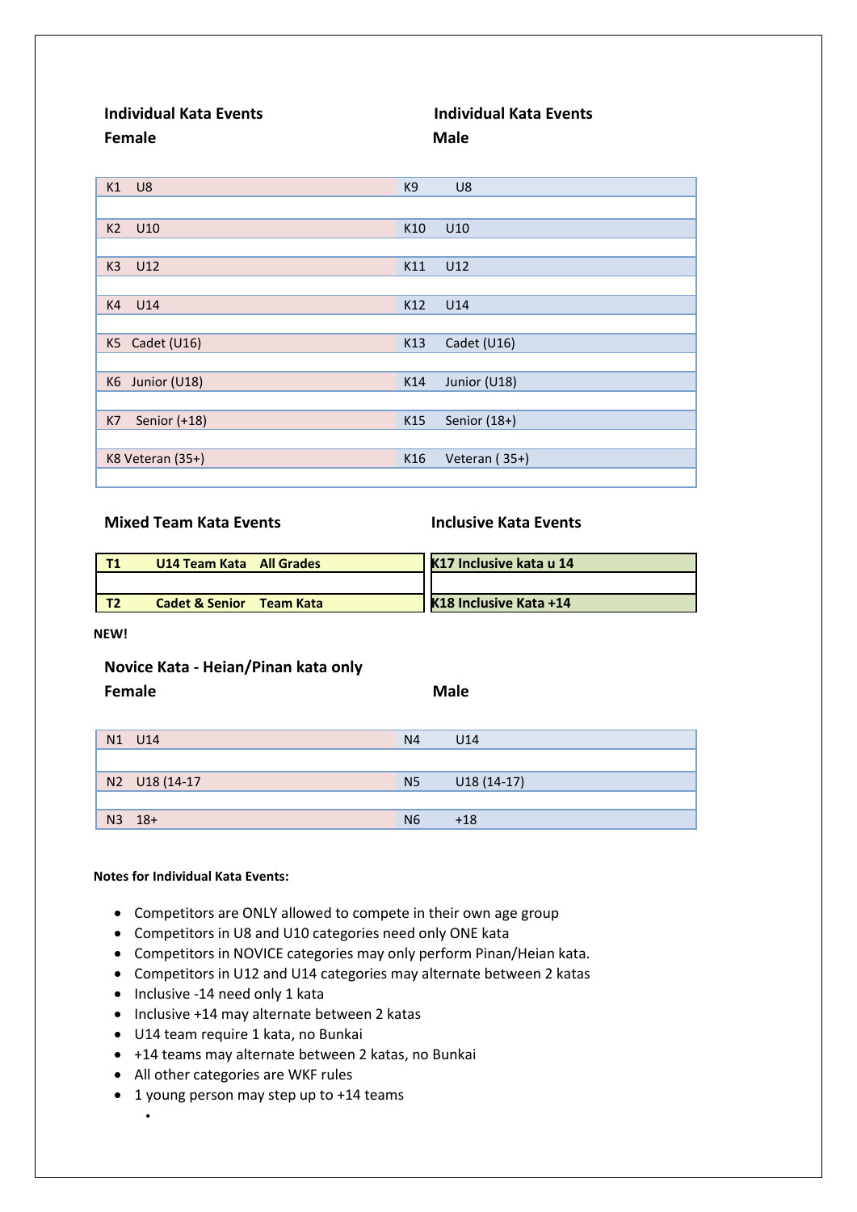**Individual Kata Events Female** | **Individual Kata Events Male**

| Female | | Male | |
|---|---|---|---|
| K1 | U8 | K9 | U8 |
| K2 | U10 | K10 | U10 |
| K3 | U12 | K11 | U12 |
| K4 | U14 | K12 | U14 |
| K5 | Cadet (U16) | K13 | Cadet (U16) |
| K6 | Junior (U18) | K14 | Junior (U18) |
| K7 | Senior (+18) | K15 | Senior (18+) |
| K8 | Veteran (35+) | K16 | Veteran ( 35+) |

**Mixed Team Kata Events** | **Inclusive Kata Events**

| Mixed Team Kata Events | Inclusive Kata Events |
|---|---|
| **T1 U14 Team Kata All Grades** | **K17 Inclusive kata u 14** |
| **T2 Cadet & Senior Team Kata** | **K18 Inclusive Kata +14** |

**NEW!**

**Novice Kata - Heian/Pinan kata only**

| Female | | Male | |
|---|---|---|---|
| N1 | U14 | N4 | U14 |
| N2 | U18 (14-17 | N5 | U18 (14-17) |
| N3 | 18+ | N6 | +18 |

**Notes for Individual Kata Events:**

- Competitors are ONLY allowed to compete in their own age group
- Competitors in U8 and U10 categories need only ONE kata
- Competitors in NOVICE categories may only perform Pinan/Heian kata.
- Competitors in U12 and U14 categories may alternate between 2 katas
- Inclusive -14 need only 1 kata
- Inclusive +14 may alternate between 2 katas
- U14 team require 1 kata, no Bunkai
- +14 teams may alternate between 2 katas, no Bunkai
- All other categories are WKF rules
- 1 young person may step up to +14 teams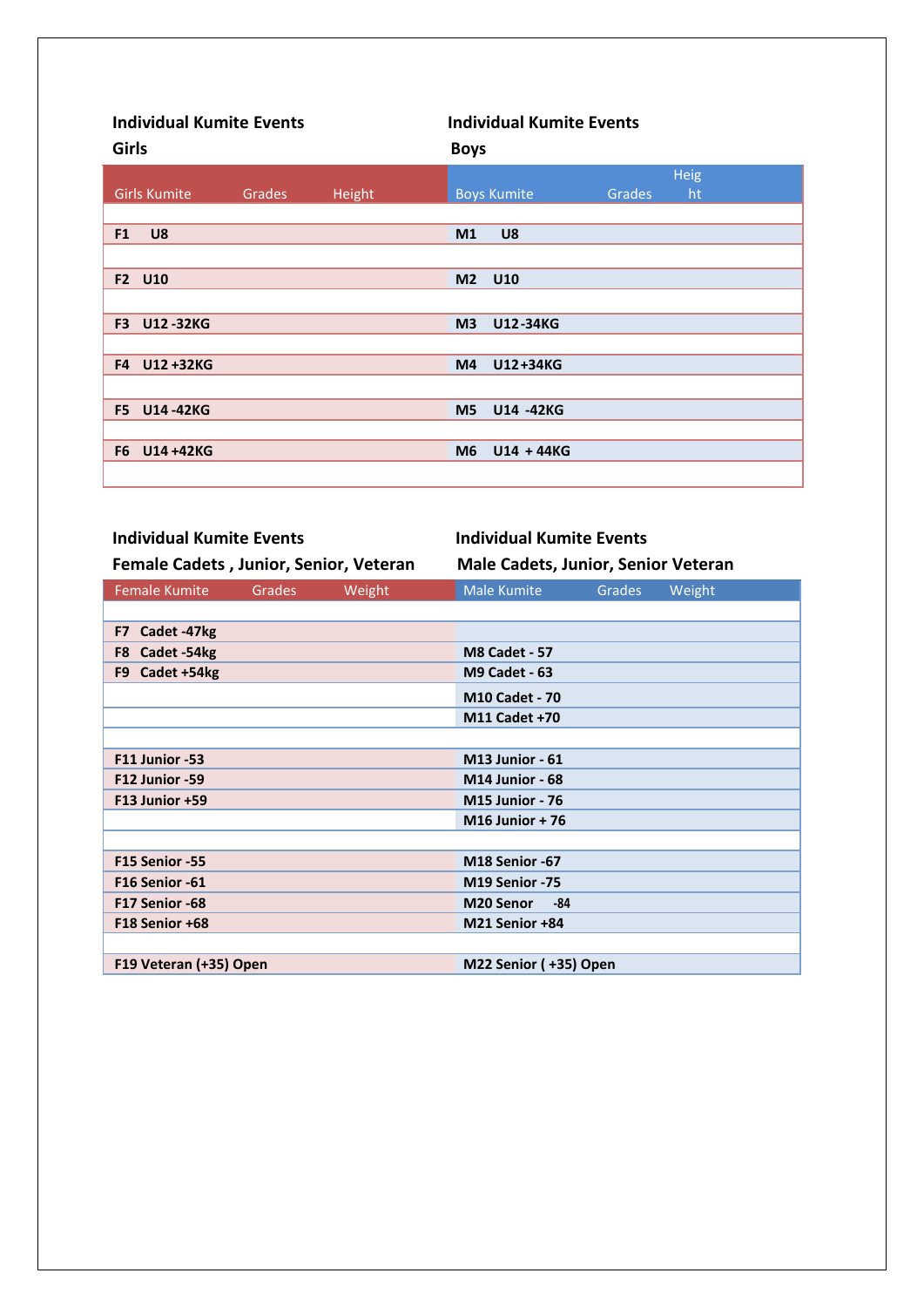**Individual Kumite Events**
**Girls**

| Girls Kumite | Grades | Height |
|---|---|---|
| | | |
| **F1 U8** | | |
| | | |
| **F2 U10** | | |
| | | |
| **F3 U12 -32KG** | | |
| | | |
| **F4 U12 +32KG** | | |
| | | |
| **F5 U14 -42KG** | | |
| | | |
| **F6 U14 +42KG** | | |
| | | |

**Individual Kumite Events**
**Boys**

| Boys Kumite | Grades | Height |
|---|---|---|
| | | |
| **M1 U8** | | |
| | | |
| **M2 U10** | | |
| | | |
| **M3 U12 -34KG** | | |
| | | |
| **M4 U12 +34KG** | | |
| | | |
| **M5 U14 -42KG** | | |
| | | |
| **M6 U14 + 44KG** | | |
| | | |

**Individual Kumite Events**
**Female Cadets , Junior, Senior, Veteran**

| Female Kumite | Grades | Weight |
|---|---|---|
| | | |
| **F7 Cadet -47kg** | | |
| **F8 Cadet -54kg** | | |
| **F9 Cadet +54kg** | | |
| | | |
| | | |
| | | |
| **F11 Junior -53** | | |
| **F12 Junior -59** | | |
| **F13 Junior +59** | | |
| | | |
| | | |
| **F15 Senior -55** | | |
| **F16 Senior -61** | | |
| **F17 Senior -68** | | |
| **F18 Senior +68** | | |
| | | |
| **F19 Veteran (+35) Open** | | |

**Individual Kumite Events**
**Male Cadets, Junior, Senior Veteran**

| Male Kumite | Grades | Weight |
|---|---|---|
| | | |
| | | |
| **M8 Cadet - 57** | | |
| **M9 Cadet - 63** | | |
| **M10 Cadet - 70** | | |
| **M11 Cadet +70** | | |
| | | |
| **M13 Junior - 61** | | |
| **M14 Junior - 68** | | |
| **M15 Junior - 76** | | |
| **M16 Junior + 76** | | |
| | | |
| **M18 Senior -67** | | |
| **M19 Senior -75** | | |
| **M20 Senor -84** | | |
| **M21 Senior +84** | | |
| | | |
| **M22 Senior ( +35) Open** | | |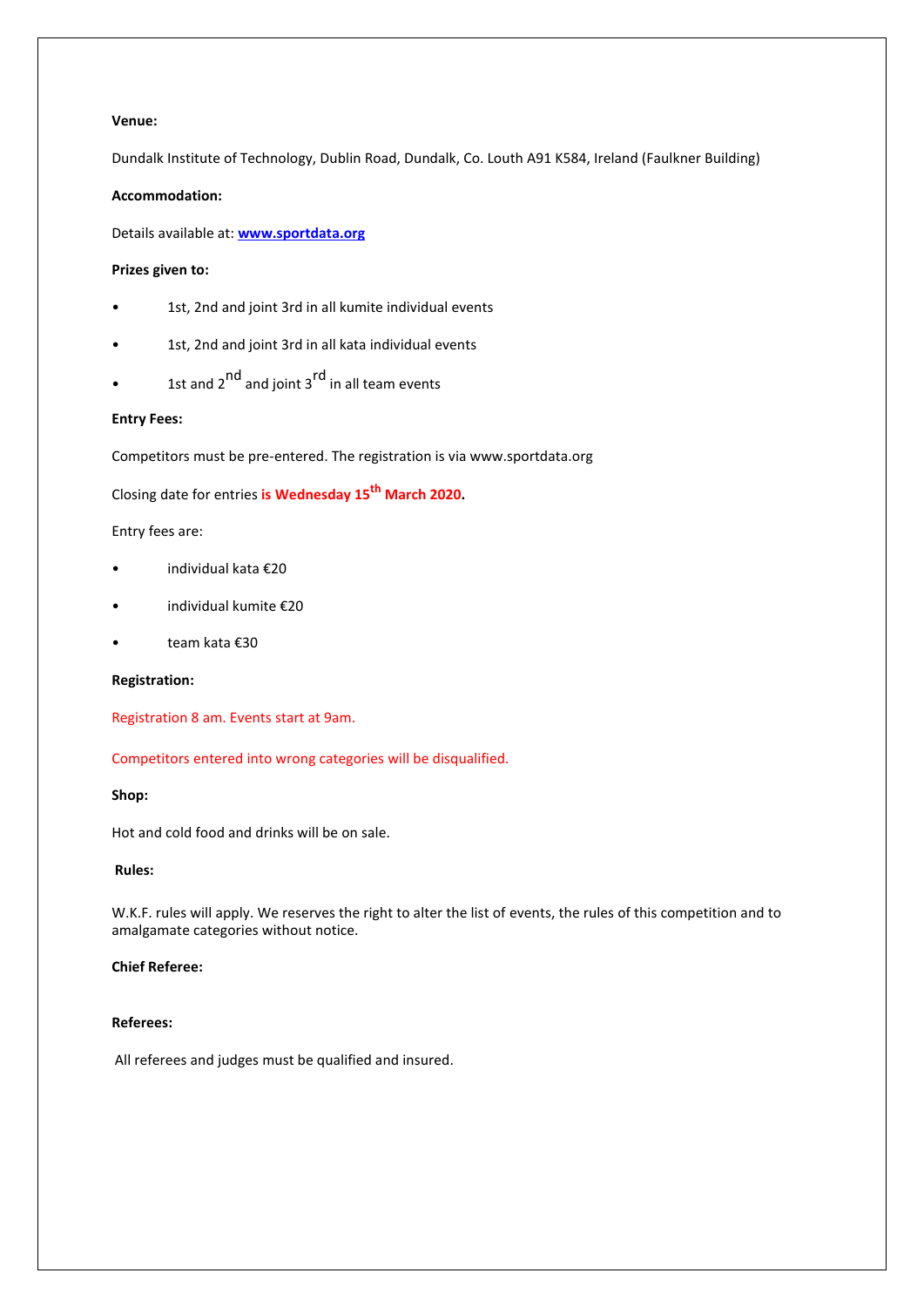**Venue:**

Dundalk Institute of Technology, Dublin Road, Dundalk, Co. Louth A91 K584, Ireland (Faulkner Building)

**Accommodation:**

Details available at: **[www.sportdata.org](http://www.sportdata.org)**

**Prizes given to:**

- 1st, 2nd and joint 3rd in all kumite individual events
- 1st, 2nd and joint 3rd in all kata individual events
- 1st and 2nd and joint 3rd in all team events

**Entry Fees:**

Competitors must be pre-entered. The registration is via www.sportdata.org

Closing date for entries **is Wednesday 15th March 2020.**

Entry fees are:

- individual kata €20
- individual kumite €20
- team kata €30

**Registration:**

Registration 8 am. Events start at 9am.

Competitors entered into wrong categories will be disqualified.

**Shop:**

Hot and cold food and drinks will be on sale.

**Rules:**

W.K.F. rules will apply. We reserves the right to alter the list of events, the rules of this competition and to amalgamate categories without notice.

**Chief Referee:**

**Referees:**

All referees and judges must be qualified and insured.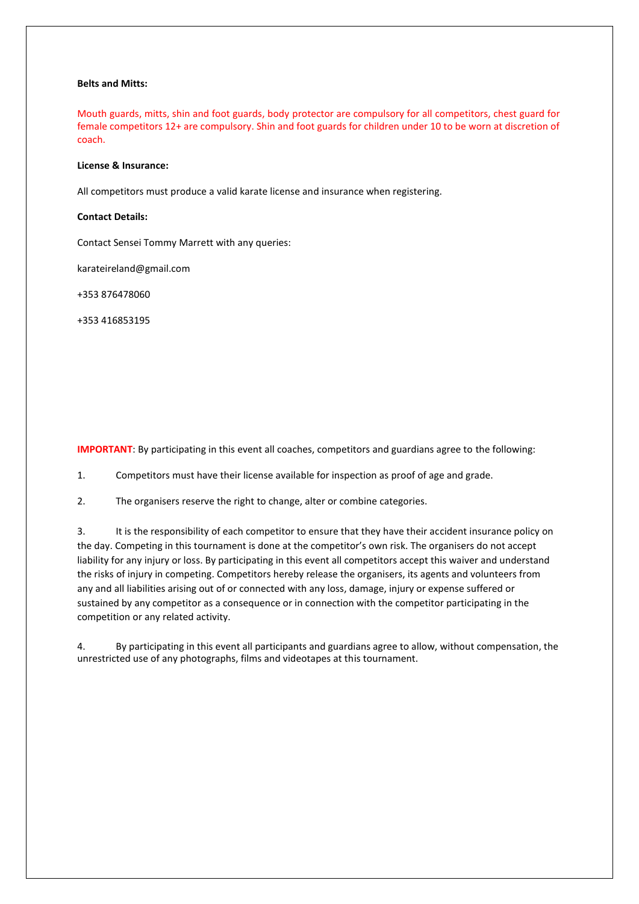**Belts and Mitts:**

Mouth guards, mitts, shin and foot guards, body protector are compulsory for all competitors, chest guard for female competitors 12+ are compulsory. Shin and foot guards for children under 10 to be worn at discretion of coach.

**License & Insurance:**

All competitors must produce a valid karate license and insurance when registering.

**Contact Details:**

Contact Sensei Tommy Marrett with any queries:

karateireland@gmail.com

+353 876478060

+353 416853195

**IMPORTANT**: By participating in this event all coaches, competitors and guardians agree to the following:

1. Competitors must have their license available for inspection as proof of age and grade.

2. The organisers reserve the right to change, alter or combine categories.

3. It is the responsibility of each competitor to ensure that they have their accident insurance policy on the day. Competing in this tournament is done at the competitor's own risk. The organisers do not accept liability for any injury or loss. By participating in this event all competitors accept this waiver and understand the risks of injury in competing. Competitors hereby release the organisers, its agents and volunteers from any and all liabilities arising out of or connected with any loss, damage, injury or expense suffered or sustained by any competitor as a consequence or in connection with the competitor participating in the competition or any related activity.

4. By participating in this event all participants and guardians agree to allow, without compensation, the unrestricted use of any photographs, films and videotapes at this tournament.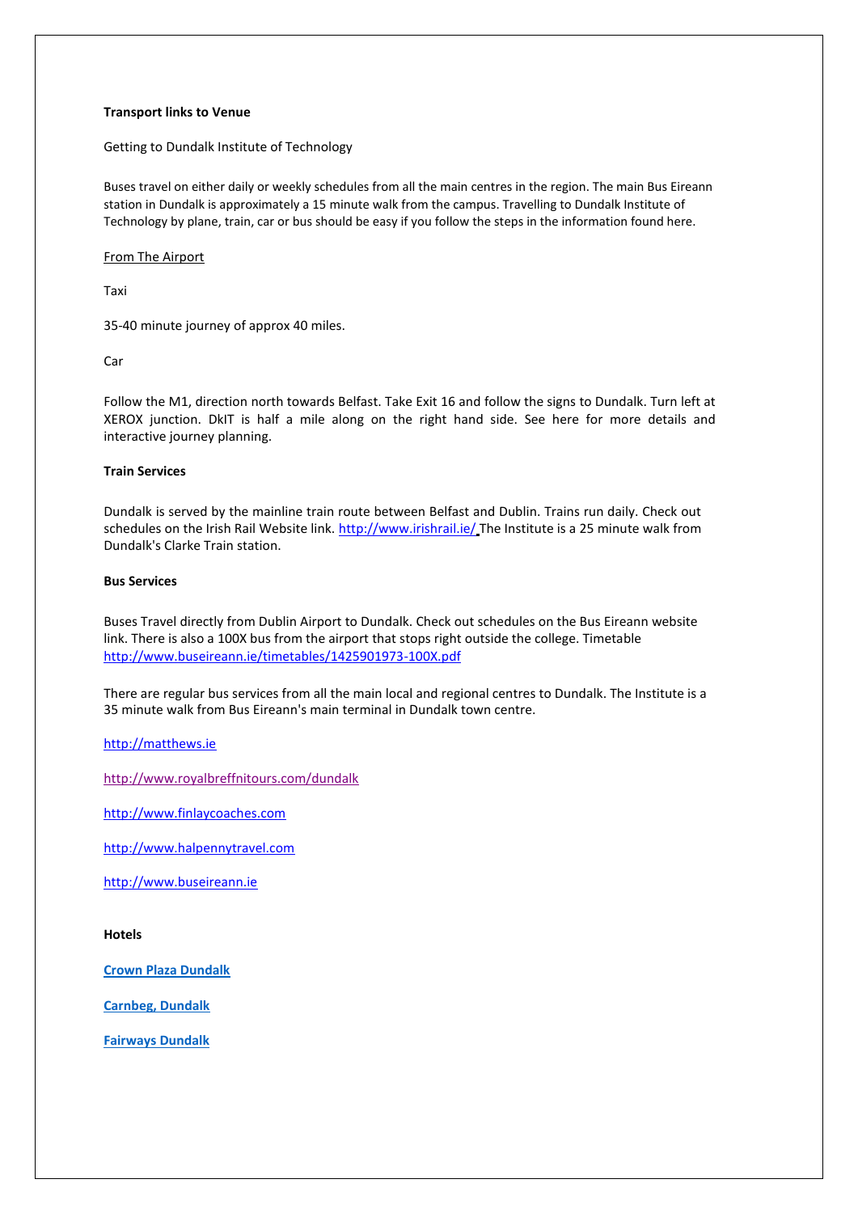**Transport links to Venue**

Getting to Dundalk Institute of Technology

Buses travel on either daily or weekly schedules from all the main centres in the region. The main Bus Eireann station in Dundalk is approximately a 15 minute walk from the campus. Travelling to Dundalk Institute of Technology by plane, train, car or bus should be easy if you follow the steps in the information found here.

From The Airport

Taxi

35-40 minute journey of approx 40 miles.

Car

Follow the M1, direction north towards Belfast. Take Exit 16 and follow the signs to Dundalk. Turn left at XEROX junction. DkIT is half a mile along on the right hand side. See here for more details and interactive journey planning.

**Train Services**

Dundalk is served by the mainline train route between Belfast and Dublin. Trains run daily. Check out schedules on the Irish Rail Website link. http://www.irishrail.ie/ The Institute is a 25 minute walk from Dundalk's Clarke Train station.

**Bus Services**

Buses Travel directly from Dublin Airport to Dundalk. Check out schedules on the Bus Eireann website link. There is also a 100X bus from the airport that stops right outside the college. Timetable http://www.buseireann.ie/timetables/1425901973-100X.pdf

There are regular bus services from all the main local and regional centres to Dundalk. The Institute is a 35 minute walk from Bus Eireann's main terminal in Dundalk town centre.

http://matthews.ie

http://www.royalbreffnitours.com/dundalk

http://www.finlaycoaches.com

http://www.halpennytravel.com

http://www.buseireann.ie

**Hotels**

**Crown Plaza Dundalk**

**Carnbeg, Dundalk**

**Fairways Dundalk**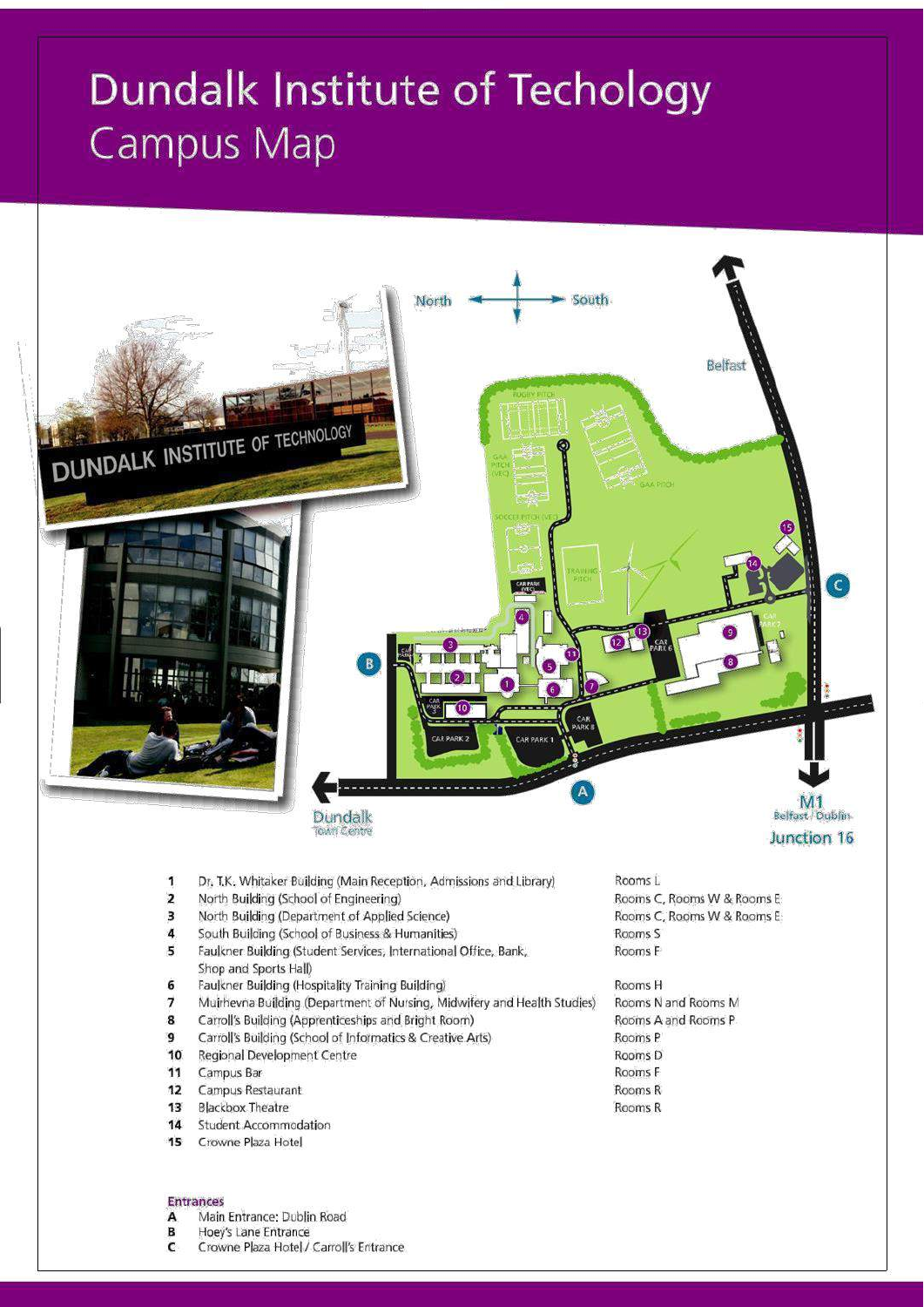# Dundalk Institute of Techology
## Campus Map

| | | |
|---|---|---|
| 1 | Dr. T.K. Whitaker Building (Main Reception, Admissions and Library) | Rooms L |
| 2 | North Building (School of Engineering) | Rooms C, Rooms W & Rooms E |
| 3 | North Building (Department of Applied Science) | Rooms C, Rooms W & Rooms E |
| 4 | South Building (School of Business & Humanities) | Rooms S |
| 5 | Faulkner Building (Student Services, International Office, Bank, Shop and Sports Hall) | Rooms F |
| 6 | Faulkner Building (Hospitality Training Building) | Rooms H |
| 7 | Muirhevna Building (Department of Nursing, Midwifery and Health Studies) | Rooms N and Rooms M |
| 8 | Carroll's Building (Apprenticeships and Bright Room) | Rooms A and Rooms P |
| 9 | Carroll's Building (School of Informatics & Creative Arts) | Rooms P |
| 10 | Regional Development Centre | Rooms D |
| 11 | Campus Bar | Rooms F |
| 12 | Campus Restaurant | Rooms R |
| 13 | Blackbox Theatre | Rooms R |
| 14 | Student Accommodation | |
| 15 | Crowne Plaza Hotel | |

**Entrances**

- **A** Main Entrance: Dublin Road
- **B** Hoey's Lane Entrance
- **C** Crowne Plaza Hotel / Carroll's Entrance